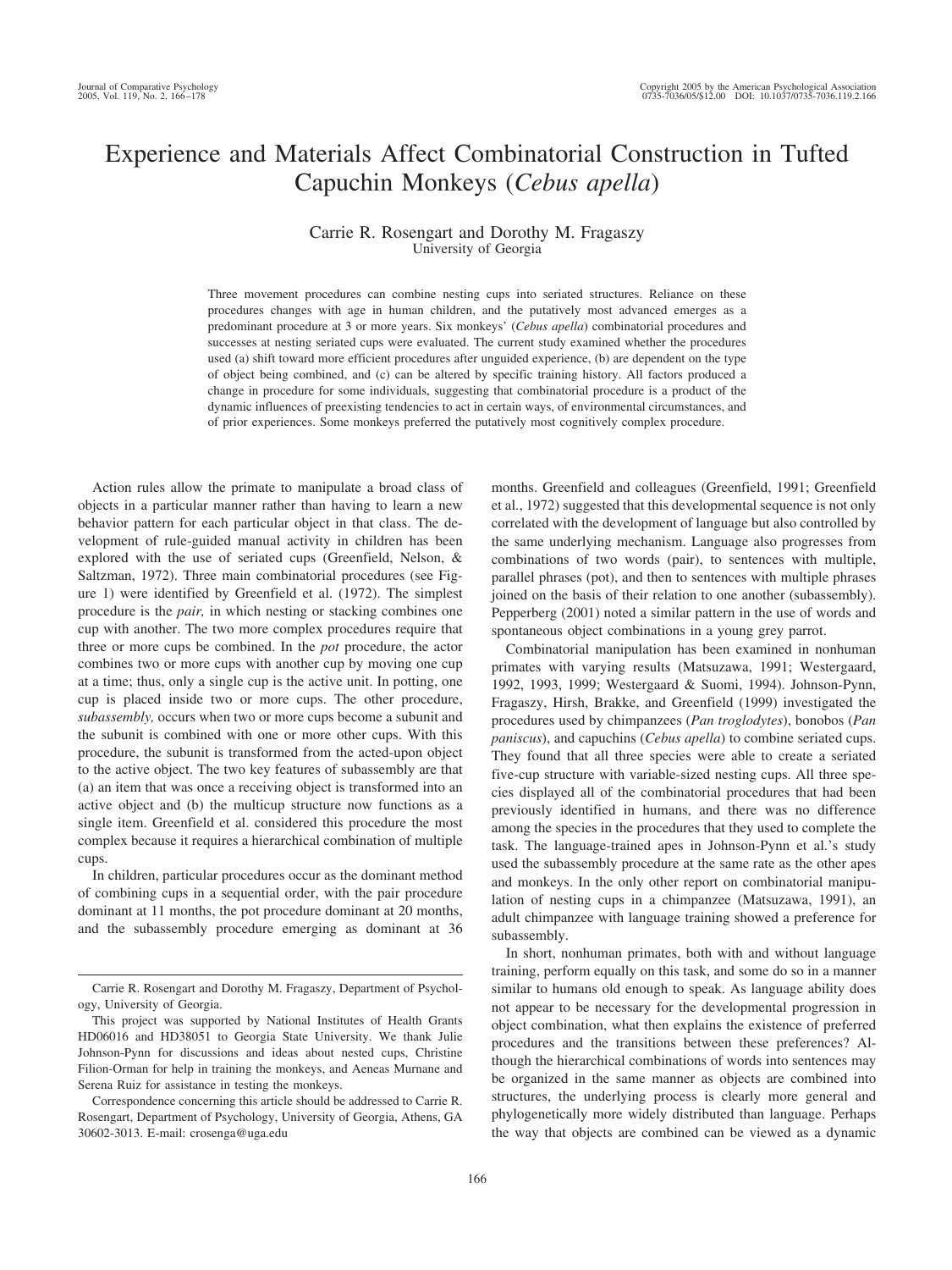# Experience and Materials Affect Combinatorial Construction in Tufted Capuchin Monkeys (*Cebus apella*)

Carrie R. Rosengart and Dorothy M. Fragaszy
University of Georgia

Three movement procedures can combine nesting cups into seriated structures. Reliance on these procedures changes with age in human children, and the putatively most advanced emerges as a predominant procedure at 3 or more years. Six monkeys' (*Cebus apella*) combinatorial procedures and successes at nesting seriated cups were evaluated. The current study examined whether the procedures used (a) shift toward more efficient procedures after unguided experience, (b) are dependent on the type of object being combined, and (c) can be altered by specific training history. All factors produced a change in procedure for some individuals, suggesting that combinatorial procedure is a product of the dynamic influences of preexisting tendencies to act in certain ways, of environmental circumstances, and of prior experiences. Some monkeys preferred the putatively most cognitively complex procedure.

Action rules allow the primate to manipulate a broad class of objects in a particular manner rather than having to learn a new behavior pattern for each particular object in that class. The development of rule-guided manual activity in children has been explored with the use of seriated cups (Greenfield, Nelson, & Saltzman, 1972). Three main combinatorial procedures (see Figure 1) were identified by Greenfield et al. (1972). The simplest procedure is the *pair,* in which nesting or stacking combines one cup with another. The two more complex procedures require that three or more cups be combined. In the *pot* procedure, the actor combines two or more cups with another cup by moving one cup at a time; thus, only a single cup is the active unit. In potting, one cup is placed inside two or more cups. The other procedure, *subassembly,* occurs when two or more cups become a subunit and the subunit is combined with one or more other cups. With this procedure, the subunit is transformed from the acted-upon object to the active object. The two key features of subassembly are that (a) an item that was once a receiving object is transformed into an active object and (b) the multicup structure now functions as a single item. Greenfield et al. considered this procedure the most complex because it requires a hierarchical combination of multiple cups.

In children, particular procedures occur as the dominant method of combining cups in a sequential order, with the pair procedure dominant at 11 months, the pot procedure dominant at 20 months, and the subassembly procedure emerging as dominant at 36 months. Greenfield and colleagues (Greenfield, 1991; Greenfield et al., 1972) suggested that this developmental sequence is not only correlated with the development of language but also controlled by the same underlying mechanism. Language also progresses from combinations of two words (pair), to sentences with multiple, parallel phrases (pot), and then to sentences with multiple phrases joined on the basis of their relation to one another (subassembly). Pepperberg (2001) noted a similar pattern in the use of words and spontaneous object combinations in a young grey parrot.

Combinatorial manipulation has been examined in nonhuman primates with varying results (Matsuzawa, 1991; Westergaard, 1992, 1993, 1999; Westergaard & Suomi, 1994). Johnson-Pynn, Fragaszy, Hirsh, Brakke, and Greenfield (1999) investigated the procedures used by chimpanzees (*Pan troglodytes*), bonobos (*Pan paniscus*), and capuchins (*Cebus apella*) to combine seriated cups. They found that all three species were able to create a seriated five-cup structure with variable-sized nesting cups. All three species displayed all of the combinatorial procedures that had been previously identified in humans, and there was no difference among the species in the procedures that they used to complete the task. The language-trained apes in Johnson-Pynn et al.'s study used the subassembly procedure at the same rate as the other apes and monkeys. In the only other report on combinatorial manipulation of nesting cups in a chimpanzee (Matsuzawa, 1991), an adult chimpanzee with language training showed a preference for subassembly.

In short, nonhuman primates, both with and without language training, perform equally on this task, and some do so in a manner similar to humans old enough to speak. As language ability does not appear to be necessary for the developmental progression in object combination, what then explains the existence of preferred procedures and the transitions between these preferences? Although the hierarchical combinations of words into sentences may be organized in the same manner as objects are combined into structures, the underlying process is clearly more general and phylogenetically more widely distributed than language. Perhaps the way that objects are combined can be viewed as a dynamic

---

Carrie R. Rosengart and Dorothy M. Fragaszy, Department of Psychology, University of Georgia.

This project was supported by National Institutes of Health Grants HD06016 and HD38051 to Georgia State University. We thank Julie Johnson-Pynn for discussions and ideas about nested cups, Christine Filion-Orman for help in training the monkeys, and Aeneas Murnane and Serena Ruiz for assistance in testing the monkeys.

Correspondence concerning this article should be addressed to Carrie R. Rosengart, Department of Psychology, University of Georgia, Athens, GA 30602-3013. E-mail: crosenga@uga.edu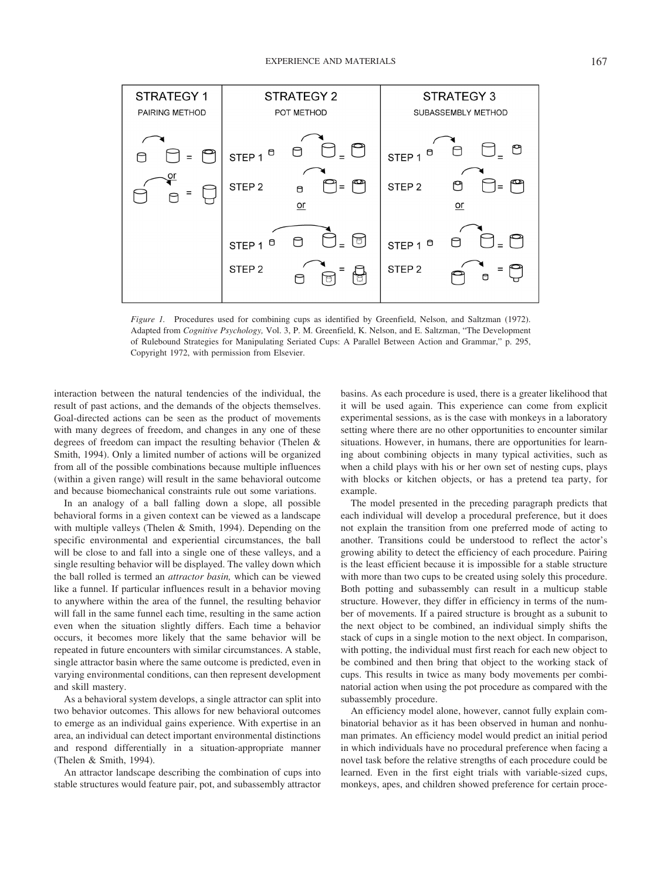Figure 1. Procedures used for combining cups as identified by Greenfield, Nelson, and Saltzman (1972). Adapted from *Cognitive Psychology,* Vol. 3, P. M. Greenfield, K. Nelson, and E. Saltzman, "The Development of Rulebound Strategies for Manipulating Seriated Cups: A Parallel Between Action and Grammar," p. 295, Copyright 1972, with permission from Elsevier.

interaction between the natural tendencies of the individual, the result of past actions, and the demands of the objects themselves. Goal-directed actions can be seen as the product of movements with many degrees of freedom, and changes in any one of these degrees of freedom can impact the resulting behavior (Thelen & Smith, 1994). Only a limited number of actions will be organized from all of the possible combinations because multiple influences (within a given range) will result in the same behavioral outcome and because biomechanical constraints rule out some variations.

In an analogy of a ball falling down a slope, all possible behavioral forms in a given context can be viewed as a landscape with multiple valleys (Thelen & Smith, 1994). Depending on the specific environmental and experiential circumstances, the ball will be close to and fall into a single one of these valleys, and a single resulting behavior will be displayed. The valley down which the ball rolled is termed an *attractor basin,* which can be viewed like a funnel. If particular influences result in a behavior moving to anywhere within the area of the funnel, the resulting behavior will fall in the same funnel each time, resulting in the same action even when the situation slightly differs. Each time a behavior occurs, it becomes more likely that the same behavior will be repeated in future encounters with similar circumstances. A stable, single attractor basin where the same outcome is predicted, even in varying environmental conditions, can then represent development and skill mastery.

As a behavioral system develops, a single attractor can split into two behavior outcomes. This allows for new behavioral outcomes to emerge as an individual gains experience. With expertise in an area, an individual can detect important environmental distinctions and respond differentially in a situation-appropriate manner (Thelen & Smith, 1994).

An attractor landscape describing the combination of cups into stable structures would feature pair, pot, and subassembly attractor basins. As each procedure is used, there is a greater likelihood that it will be used again. This experience can come from explicit experimental sessions, as is the case with monkeys in a laboratory setting where there are no other opportunities to encounter similar situations. However, in humans, there are opportunities for learning about combining objects in many typical activities, such as when a child plays with his or her own set of nesting cups, plays with blocks or kitchen objects, or has a pretend tea party, for example.

The model presented in the preceding paragraph predicts that each individual will develop a procedural preference, but it does not explain the transition from one preferred mode of acting to another. Transitions could be understood to reflect the actor's growing ability to detect the efficiency of each procedure. Pairing is the least efficient because it is impossible for a stable structure with more than two cups to be created using solely this procedure. Both potting and subassembly can result in a multicup stable structure. However, they differ in efficiency in terms of the number of movements. If a paired structure is brought as a subunit to the next object to be combined, an individual simply shifts the stack of cups in a single motion to the next object. In comparison, with potting, the individual must first reach for each new object to be combined and then bring that object to the working stack of cups. This results in twice as many body movements per combinatorial action when using the pot procedure as compared with the subassembly procedure.

An efficiency model alone, however, cannot fully explain combinatorial behavior as it has been observed in human and nonhuman primates. An efficiency model would predict an initial period in which individuals have no procedural preference when facing a novel task before the relative strengths of each procedure could be learned. Even in the first eight trials with variable-sized cups, monkeys, apes, and children showed preference for certain proce-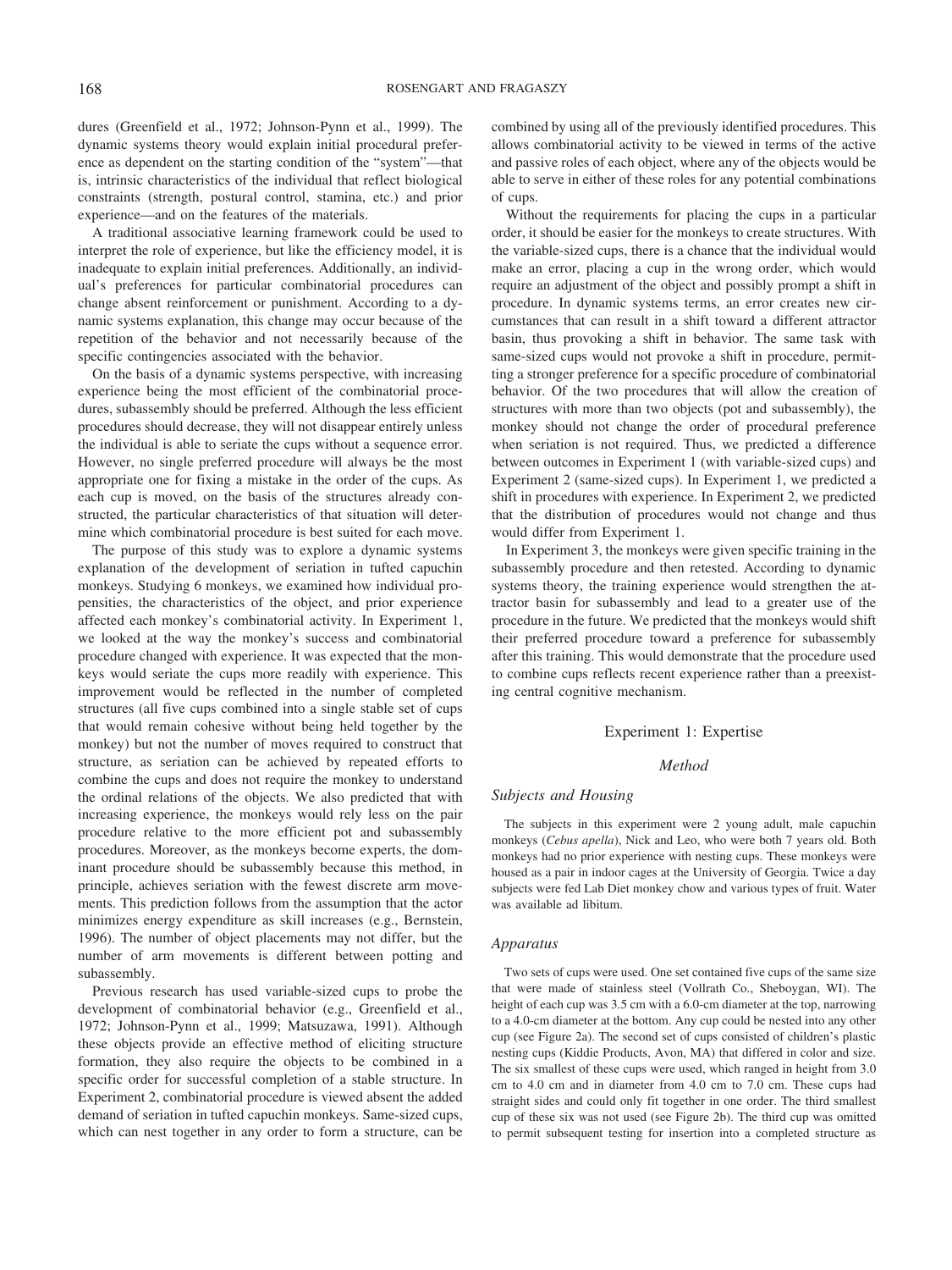dures (Greenfield et al., 1972; Johnson-Pynn et al., 1999). The dynamic systems theory would explain initial procedural preference as dependent on the starting condition of the "system"—that is, intrinsic characteristics of the individual that reflect biological constraints (strength, postural control, stamina, etc.) and prior experience—and on the features of the materials.

A traditional associative learning framework could be used to interpret the role of experience, but like the efficiency model, it is inadequate to explain initial preferences. Additionally, an individual's preferences for particular combinatorial procedures can change absent reinforcement or punishment. According to a dynamic systems explanation, this change may occur because of the repetition of the behavior and not necessarily because of the specific contingencies associated with the behavior.

On the basis of a dynamic systems perspective, with increasing experience being the most efficient of the combinatorial procedures, subassembly should be preferred. Although the less efficient procedures should decrease, they will not disappear entirely unless the individual is able to seriate the cups without a sequence error. However, no single preferred procedure will always be the most appropriate one for fixing a mistake in the order of the cups. As each cup is moved, on the basis of the structures already constructed, the particular characteristics of that situation will determine which combinatorial procedure is best suited for each move.

The purpose of this study was to explore a dynamic systems explanation of the development of seriation in tufted capuchin monkeys. Studying 6 monkeys, we examined how individual propensities, the characteristics of the object, and prior experience affected each monkey's combinatorial activity. In Experiment 1, we looked at the way the monkey's success and combinatorial procedure changed with experience. It was expected that the monkeys would seriate the cups more readily with experience. This improvement would be reflected in the number of completed structures (all five cups combined into a single stable set of cups that would remain cohesive without being held together by the monkey) but not the number of moves required to construct that structure, as seriation can be achieved by repeated efforts to combine the cups and does not require the monkey to understand the ordinal relations of the objects. We also predicted that with increasing experience, the monkeys would rely less on the pair procedure relative to the more efficient pot and subassembly procedures. Moreover, as the monkeys become experts, the dominant procedure should be subassembly because this method, in principle, achieves seriation with the fewest discrete arm movements. This prediction follows from the assumption that the actor minimizes energy expenditure as skill increases (e.g., Bernstein, 1996). The number of object placements may not differ, but the number of arm movements is different between potting and subassembly.

Previous research has used variable-sized cups to probe the development of combinatorial behavior (e.g., Greenfield et al., 1972; Johnson-Pynn et al., 1999; Matsuzawa, 1991). Although these objects provide an effective method of eliciting structure formation, they also require the objects to be combined in a specific order for successful completion of a stable structure. In Experiment 2, combinatorial procedure is viewed absent the added demand of seriation in tufted capuchin monkeys. Same-sized cups, which can nest together in any order to form a structure, can be combined by using all of the previously identified procedures. This allows combinatorial activity to be viewed in terms of the active and passive roles of each object, where any of the objects would be able to serve in either of these roles for any potential combinations of cups.

Without the requirements for placing the cups in a particular order, it should be easier for the monkeys to create structures. With the variable-sized cups, there is a chance that the individual would make an error, placing a cup in the wrong order, which would require an adjustment of the object and possibly prompt a shift in procedure. In dynamic systems terms, an error creates new circumstances that can result in a shift toward a different attractor basin, thus provoking a shift in behavior. The same task with same-sized cups would not provoke a shift in procedure, permitting a stronger preference for a specific procedure of combinatorial behavior. Of the two procedures that will allow the creation of structures with more than two objects (pot and subassembly), the monkey should not change the order of procedural preference when seriation is not required. Thus, we predicted a difference between outcomes in Experiment 1 (with variable-sized cups) and Experiment 2 (same-sized cups). In Experiment 1, we predicted a shift in procedures with experience. In Experiment 2, we predicted that the distribution of procedures would not change and thus would differ from Experiment 1.

In Experiment 3, the monkeys were given specific training in the subassembly procedure and then retested. According to dynamic systems theory, the training experience would strengthen the attractor basin for subassembly and lead to a greater use of the procedure in the future. We predicted that the monkeys would shift their preferred procedure toward a preference for subassembly after this training. This would demonstrate that the procedure used to combine cups reflects recent experience rather than a preexisting central cognitive mechanism.

## Experiment 1: Expertise

### *Method*

#### *Subjects and Housing*

The subjects in this experiment were 2 young adult, male capuchin monkeys (*Cebus apella*), Nick and Leo, who were both 7 years old. Both monkeys had no prior experience with nesting cups. These monkeys were housed as a pair in indoor cages at the University of Georgia. Twice a day subjects were fed Lab Diet monkey chow and various types of fruit. Water was available ad libitum.

#### *Apparatus*

Two sets of cups were used. One set contained five cups of the same size that were made of stainless steel (Vollrath Co., Sheboygan, WI). The height of each cup was 3.5 cm with a 6.0-cm diameter at the top, narrowing to a 4.0-cm diameter at the bottom. Any cup could be nested into any other cup (see Figure 2a). The second set of cups consisted of children's plastic nesting cups (Kiddie Products, Avon, MA) that differed in color and size. The six smallest of these cups were used, which ranged in height from 3.0 cm to 4.0 cm and in diameter from 4.0 cm to 7.0 cm. These cups had straight sides and could only fit together in one order. The third smallest cup of these six was not used (see Figure 2b). The third cup was omitted to permit subsequent testing for insertion into a completed structure as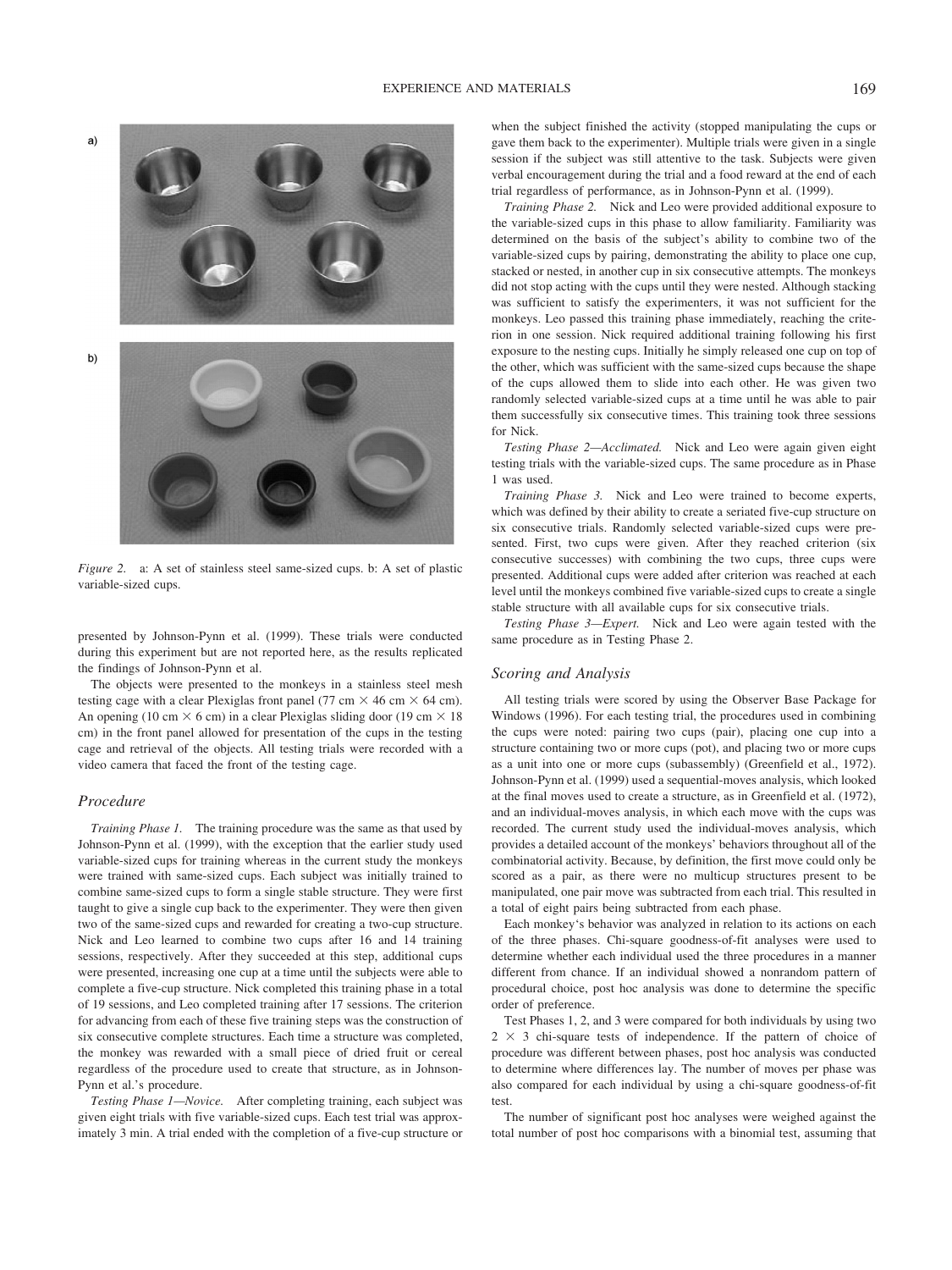*Figure 2.* a: A set of stainless steel same-sized cups. b: A set of plastic variable-sized cups.

presented by Johnson-Pynn et al. (1999). These trials were conducted during this experiment but are not reported here, as the results replicated the findings of Johnson-Pynn et al.

The objects were presented to the monkeys in a stainless steel mesh testing cage with a clear Plexiglas front panel (77 cm × 46 cm × 64 cm). An opening (10 cm × 6 cm) in a clear Plexiglas sliding door (19 cm × 18 cm) in the front panel allowed for presentation of the cups in the testing cage and retrieval of the objects. All testing trials were recorded with a video camera that faced the front of the testing cage.

## Procedure

*Training Phase 1.* The training procedure was the same as that used by Johnson-Pynn et al. (1999), with the exception that the earlier study used variable-sized cups for training whereas in the current study the monkeys were trained with same-sized cups. Each subject was initially trained to combine same-sized cups to form a single stable structure. They were first taught to give a single cup back to the experimenter. They were then given two of the same-sized cups and rewarded for creating a two-cup structure. Nick and Leo learned to combine two cups after 16 and 14 training sessions, respectively. After they succeeded at this step, additional cups were presented, increasing one cup at a time until the subjects were able to complete a five-cup structure. Nick completed this training phase in a total of 19 sessions, and Leo completed training after 17 sessions. The criterion for advancing from each of these five training steps was the construction of six consecutive complete structures. Each time a structure was completed, the monkey was rewarded with a small piece of dried fruit or cereal regardless of the procedure used to create that structure, as in Johnson-Pynn et al.'s procedure.

*Testing Phase 1—Novice.* After completing training, each subject was given eight trials with five variable-sized cups. Each test trial was approximately 3 min. A trial ended with the completion of a five-cup structure or when the subject finished the activity (stopped manipulating the cups or gave them back to the experimenter). Multiple trials were given in a single session if the subject was still attentive to the task. Subjects were given verbal encouragement during the trial and a food reward at the end of each trial regardless of performance, as in Johnson-Pynn et al. (1999).

*Training Phase 2.* Nick and Leo were provided additional exposure to the variable-sized cups in this phase to allow familiarity. Familiarity was determined on the basis of the subject's ability to combine two of the variable-sized cups by pairing, demonstrating the ability to place one cup, stacked or nested, in another cup in six consecutive attempts. The monkeys did not stop acting with the cups until they were nested. Although stacking was sufficient to satisfy the experimenters, it was not sufficient for the monkeys. Leo passed this training phase immediately, reaching the criterion in one session. Nick required additional training following his first exposure to the nesting cups. Initially he simply released one cup on top of the other, which was sufficient with the same-sized cups because the shape of the cups allowed them to slide into each other. He was given two randomly selected variable-sized cups at a time until he was able to pair them successfully six consecutive times. This training took three sessions for Nick.

*Testing Phase 2—Acclimated.* Nick and Leo were again given eight testing trials with the variable-sized cups. The same procedure as in Phase 1 was used.

*Training Phase 3.* Nick and Leo were trained to become experts, which was defined by their ability to create a seriated five-cup structure on six consecutive trials. Randomly selected variable-sized cups were presented. First, two cups were given. After they reached criterion (six consecutive successes) with combining the two cups, three cups were presented. Additional cups were added after criterion was reached at each level until the monkeys combined five variable-sized cups to create a single stable structure with all available cups for six consecutive trials.

*Testing Phase 3—Expert.* Nick and Leo were again tested with the same procedure as in Testing Phase 2.

## Scoring and Analysis

All testing trials were scored by using the Observer Base Package for Windows (1996). For each testing trial, the procedures used in combining the cups were noted: pairing two cups (pair), placing one cup into a structure containing two or more cups (pot), and placing two or more cups as a unit into one or more cups (subassembly) (Greenfield et al., 1972). Johnson-Pynn et al. (1999) used a sequential-moves analysis, which looked at the final moves used to create a structure, as in Greenfield et al. (1972), and an individual-moves analysis, in which each move with the cups was recorded. The current study used the individual-moves analysis, which provides a detailed account of the monkeys' behaviors throughout all of the combinatorial activity. Because, by definition, the first move could only be scored as a pair, as there were no multicup structures present to be manipulated, one pair move was subtracted from each trial. This resulted in a total of eight pairs being subtracted from each phase.

Each monkey's behavior was analyzed in relation to its actions on each of the three phases. Chi-square goodness-of-fit analyses were used to determine whether each individual used the three procedures in a manner different from chance. If an individual showed a nonrandom pattern of procedural choice, post hoc analysis was done to determine the specific order of preference.

Test Phases 1, 2, and 3 were compared for both individuals by using two $2 \times 3$ chi-square tests of independence. If the pattern of choice of procedure was different between phases, post hoc analysis was conducted to determine where differences lay. The number of moves per phase was also compared for each individual by using a chi-square goodness-of-fit test.

The number of significant post hoc analyses were weighed against the total number of post hoc comparisons with a binomial test, assuming that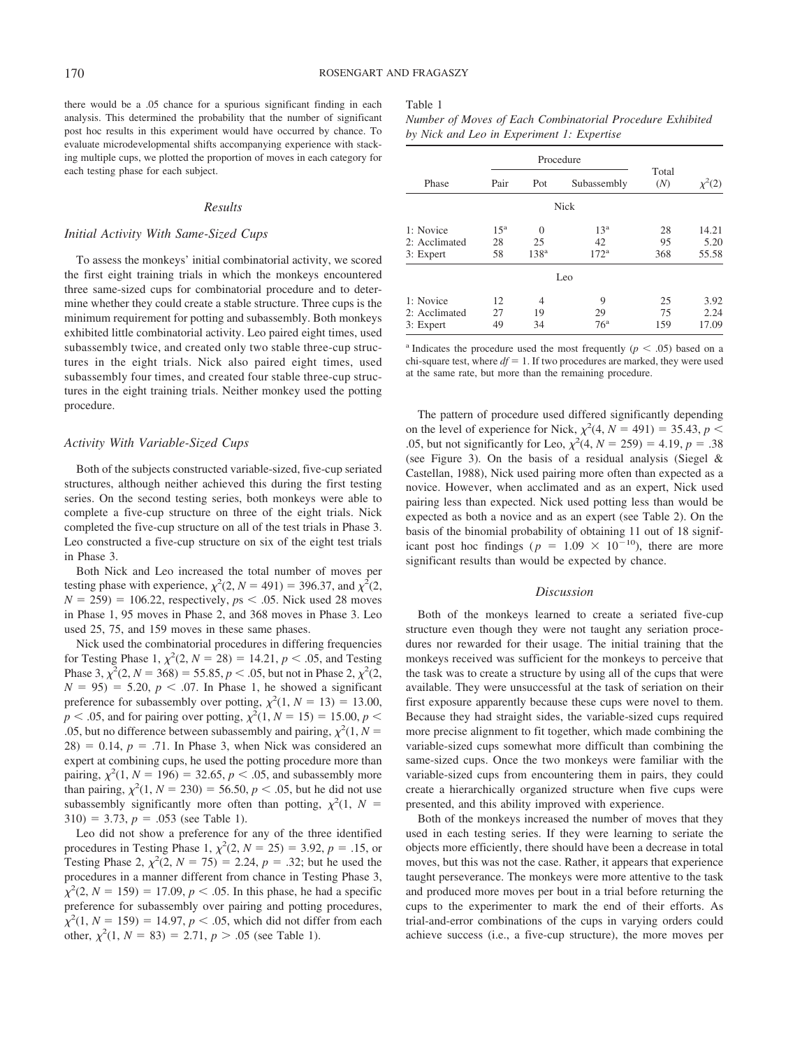there would be a .05 chance for a spurious significant finding in each analysis. This determined the probability that the number of significant post hoc results in this experiment would have occurred by chance. To evaluate microdevelopmental shifts accompanying experience with stacking multiple cups, we plotted the proportion of moves in each category for each testing phase for each subject.

## Results

### Initial Activity With Same-Sized Cups

To assess the monkeys' initial combinatorial activity, we scored the first eight training trials in which the monkeys encountered three same-sized cups for combinatorial procedure and to determine whether they could create a stable structure. Three cups is the minimum requirement for potting and subassembly. Both monkeys exhibited little combinatorial activity. Leo paired eight times, used subassembly twice, and created only two stable three-cup structures in the eight trials. Nick also paired eight times, used subassembly four times, and created four stable three-cup structures in the eight training trials. Neither monkey used the potting procedure.

### Activity With Variable-Sized Cups

Both of the subjects constructed variable-sized, five-cup seriated structures, although neither achieved this during the first testing series. On the second testing series, both monkeys were able to complete a five-cup structure on three of the eight trials. Nick completed the five-cup structure on all of the test trials in Phase 3. Leo constructed a five-cup structure on six of the eight test trials in Phase 3.

Both Nick and Leo increased the total number of moves per testing phase with experience, $\chi^2(2, N = 491) = 396.37$, and $\chi^2(2, N = 259) = 106.22$, respectively, $ps < .05$. Nick used 28 moves in Phase 1, 95 moves in Phase 2, and 368 moves in Phase 3. Leo used 25, 75, and 159 moves in these same phases.

Nick used the combinatorial procedures in differing frequencies for Testing Phase 1, $\chi^2(2, N = 28) = 14.21$, $p < .05$, and Testing Phase 3, $\chi^2(2, N = 368) = 55.85$, $p < .05$, but not in Phase 2, $\chi^2(2, N = 95) = 5.20$, $p < .07$. In Phase 1, he showed a significant preference for subassembly over potting, $\chi^2(1, N = 13) = 13.00$, $p < .05$, and for pairing over potting, $\chi^2(1, N = 15) = 15.00$, $p < .05$, but no difference between subassembly and pairing, $\chi^2(1, N = 28) = 0.14$, $p = .71$. In Phase 3, when Nick was considered an expert at combining cups, he used the potting procedure more than pairing, $\chi^2(1, N = 196) = 32.65$, $p < .05$, and subassembly more than pairing, $\chi^2(1, N = 230) = 56.50$, $p < .05$, but he did not use subassembly significantly more often than potting, $\chi^2(1, N = 310) = 3.73$, $p = .053$ (see Table 1).

Leo did not show a preference for any of the three identified procedures in Testing Phase 1, $\chi^2(2, N = 25) = 3.92$, $p = .15$, or Testing Phase 2, $\chi^2(2, N = 75) = 2.24$, $p = .32$; but he used the procedures in a manner different from chance in Testing Phase 3, $\chi^2(2, N = 159) = 17.09$, $p < .05$. In this phase, he had a specific preference for subassembly over pairing and potting procedures, $\chi^2(1, N = 159) = 14.97$, $p < .05$, which did not differ from each other, $\chi^2(1, N = 83) = 2.71$, $p > .05$ (see Table 1).

Table 1
*Number of Moves of Each Combinatorial Procedure Exhibited by Nick and Leo in Experiment 1: Expertise*

| Phase | Procedure | | | Total (*N*) | $\chi^2(2)$ |
|---|---|---|---|---|---|
| | Pair | Pot | Subassembly | | |
| **Nick** | | | | | |
| 1: Novice | 15[a] | 0 | 13[a] | 28 | 14.21 |
| 2: Acclimated | 28 | 25 | 42 | 95 | 5.20 |
| 3: Expert | 58 | 138[a] | 172[a] | 368 | 55.58 |
| **Leo** | | | | | |
| 1: Novice | 12 | 4 | 9 | 25 | 3.92 |
| 2: Acclimated | 27 | 19 | 29 | 75 | 2.24 |
| 3: Expert | 49 | 34 | 76[a] | 159 | 17.09 |

[a] Indicates the procedure used the most frequently ($p < .05$) based on a chi-square test, where $df = 1$. If two procedures are marked, they were used at the same rate, but more than the remaining procedure.

The pattern of procedure used differed significantly depending on the level of experience for Nick, $\chi^2(4, N = 491) = 35.43$, $p < .05$, but not significantly for Leo, $\chi^2(4, N = 259) = 4.19$, $p = .38$ (see Figure 3). On the basis of a residual analysis (Siegel & Castellan, 1988), Nick used pairing more often than expected as a novice. However, when acclimated and as an expert, Nick used pairing less than expected. Nick used potting less than would be expected as both a novice and as an expert (see Table 2). On the basis of the binomial probability of obtaining 11 out of 18 significant post hoc findings ($p = 1.09 \times 10^{-10}$), there are more significant results than would be expected by chance.

## Discussion

Both of the monkeys learned to create a seriated five-cup structure even though they were not taught any seriation procedures nor rewarded for their usage. The initial training that the monkeys received was sufficient for the monkeys to perceive that the task was to create a structure by using all of the cups that were available. They were unsuccessful at the task of seriation on their first exposure apparently because these cups were novel to them. Because they had straight sides, the variable-sized cups required more precise alignment to fit together, which made combining the variable-sized cups somewhat more difficult than combining the same-sized cups. Once the two monkeys were familiar with the variable-sized cups from encountering them in pairs, they could create a hierarchically organized structure when five cups were presented, and this ability improved with experience.

Both of the monkeys increased the number of moves that they used in each testing series. If they were learning to seriate the objects more efficiently, there should have been a decrease in total moves, but this was not the case. Rather, it appears that experience taught perseverance. The monkeys were more attentive to the task and produced more moves per bout in a trial before returning the cups to the experimenter to mark the end of their efforts. As trial-and-error combinations of the cups in varying orders could achieve success (i.e., a five-cup structure), the more moves per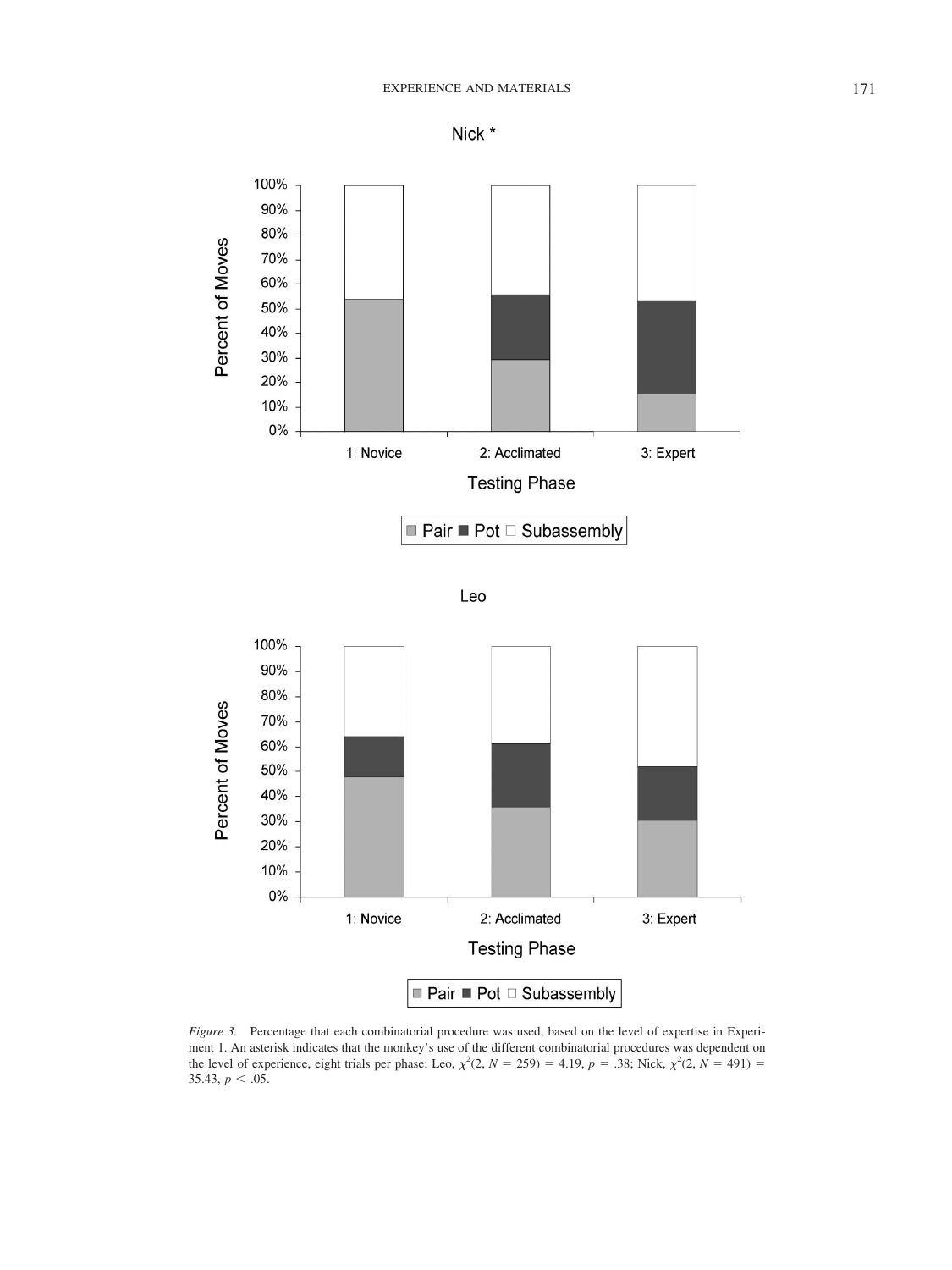*Figure 3.* Percentage that each combinatorial procedure was used, based on the level of expertise in Experiment 1. An asterisk indicates that the monkey's use of the different combinatorial procedures was dependent on the level of experience, eight trials per phase; Leo, $\chi^2(2, N = 259) = 4.19$, $p = .38$; Nick, $\chi^2(2, N = 491) = 35.43$, $p < .05$.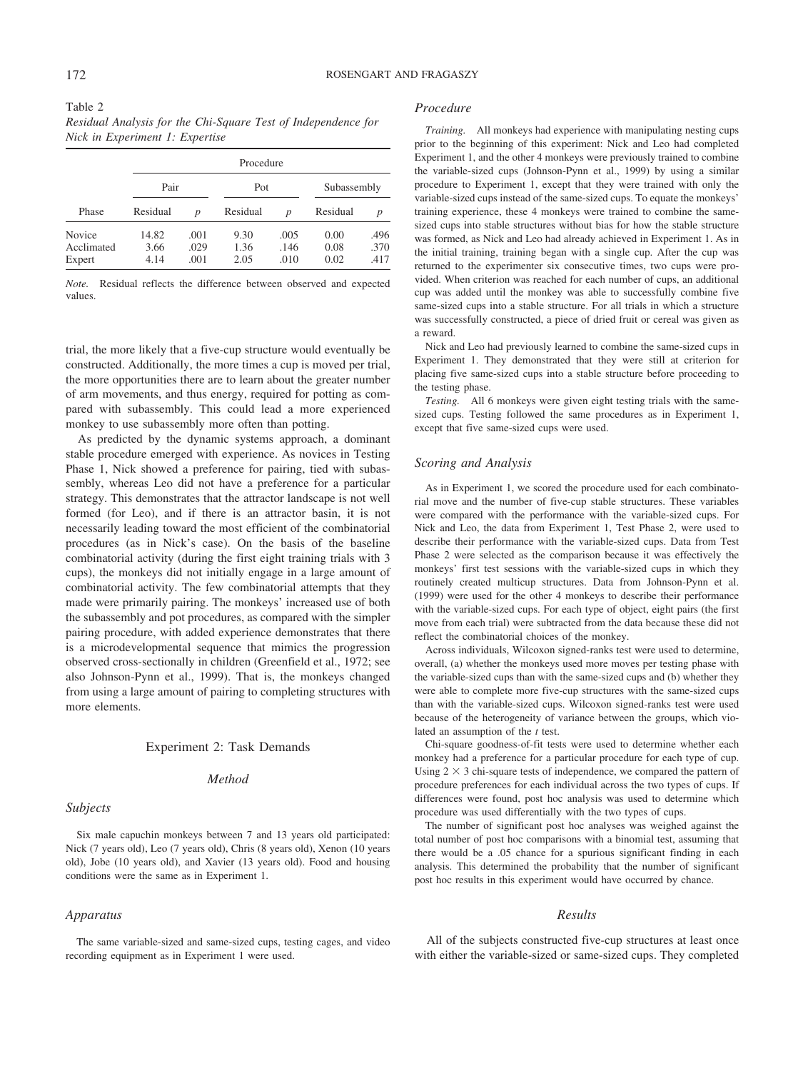Table 2
*Residual Analysis for the Chi-Square Test of Independence for Nick in Experiment 1: Expertise*

| | Procedure | | | | | |
|---|---|---|---|---|---|---|
| | Pair | | Pot | | Subassembly | |
| Phase | Residual | *p* | Residual | *p* | Residual | *p* |
| Novice | 14.82 | .001 | 9.30 | .005 | 0.00 | .496 |
| Acclimated | 3.66 | .029 | 1.36 | .146 | 0.08 | .370 |
| Expert | 4.14 | .001 | 2.05 | .010 | 0.02 | .417 |

*Note.* Residual reflects the difference between observed and expected values.

trial, the more likely that a five-cup structure would eventually be constructed. Additionally, the more times a cup is moved per trial, the more opportunities there are to learn about the greater number of arm movements, and thus energy, required for potting as compared with subassembly. This could lead a more experienced monkey to use subassembly more often than potting.

As predicted by the dynamic systems approach, a dominant stable procedure emerged with experience. As novices in Testing Phase 1, Nick showed a preference for pairing, tied with subassembly, whereas Leo did not have a preference for a particular strategy. This demonstrates that the attractor landscape is not well formed (for Leo), and if there is an attractor basin, it is not necessarily leading toward the most efficient of the combinatorial procedures (as in Nick's case). On the basis of the baseline combinatorial activity (during the first eight training trials with 3 cups), the monkeys did not initially engage in a large amount of combinatorial activity. The few combinatorial attempts that they made were primarily pairing. The monkeys' increased use of both the subassembly and pot procedures, as compared with the simpler pairing procedure, with added experience demonstrates that there is a microdevelopmental sequence that mimics the progression observed cross-sectionally in children (Greenfield et al., 1972; see also Johnson-Pynn et al., 1999). That is, the monkeys changed from using a large amount of pairing to completing structures with more elements.

## Experiment 2: Task Demands

### Method

#### Subjects

Six male capuchin monkeys between 7 and 13 years old participated: Nick (7 years old), Leo (7 years old), Chris (8 years old), Xenon (10 years old), Jobe (10 years old), and Xavier (13 years old). Food and housing conditions were the same as in Experiment 1.

#### Apparatus

The same variable-sized and same-sized cups, testing cages, and video recording equipment as in Experiment 1 were used.

#### Procedure

*Training.* All monkeys had experience with manipulating nesting cups prior to the beginning of this experiment: Nick and Leo had completed Experiment 1, and the other 4 monkeys were previously trained to combine the variable-sized cups (Johnson-Pynn et al., 1999) by using a similar procedure to Experiment 1, except that they were trained with only the variable-sized cups instead of the same-sized cups. To equate the monkeys' training experience, these 4 monkeys were trained to combine the same-sized cups into stable structures without bias for how the stable structure was formed, as Nick and Leo had already achieved in Experiment 1. As in the initial training, training began with a single cup. After the cup was returned to the experimenter six consecutive times, two cups were provided. When criterion was reached for each number of cups, an additional cup was added until the monkey was able to successfully combine five same-sized cups into a stable structure. For all trials in which a structure was successfully constructed, a piece of dried fruit or cereal was given as a reward.

Nick and Leo had previously learned to combine the same-sized cups in Experiment 1. They demonstrated that they were still at criterion for placing five same-sized cups into a stable structure before proceeding to the testing phase.

*Testing.* All 6 monkeys were given eight testing trials with the same-sized cups. Testing followed the same procedures as in Experiment 1, except that five same-sized cups were used.

#### Scoring and Analysis

As in Experiment 1, we scored the procedure used for each combinatorial move and the number of five-cup stable structures. These variables were compared with the performance with the variable-sized cups. For Nick and Leo, the data from Experiment 1, Test Phase 2, were used to describe their performance with the variable-sized cups. Data from Test Phase 2 were selected as the comparison because it was effectively the monkeys' first test sessions with the variable-sized cups in which they routinely created multicup structures. Data from Johnson-Pynn et al. (1999) were used for the other 4 monkeys to describe their performance with the variable-sized cups. For each type of object, eight pairs (the first move from each trial) were subtracted from the data because these did not reflect the combinatorial choices of the monkey.

Across individuals, Wilcoxon signed-ranks test were used to determine, overall, (a) whether the monkeys used more moves per testing phase with the variable-sized cups than with the same-sized cups and (b) whether they were able to complete more five-cup structures with the same-sized cups than with the variable-sized cups. Wilcoxon signed-ranks test were used because of the heterogeneity of variance between the groups, which violated an assumption of the *t* test.

Chi-square goodness-of-fit tests were used to determine whether each monkey had a preference for a particular procedure for each type of cup. Using $2 \times 3$ chi-square tests of independence, we compared the pattern of procedure preferences for each individual across the two types of cups. If differences were found, post hoc analysis was used to determine which procedure was used differentially with the two types of cups.

The number of significant post hoc analyses was weighed against the total number of post hoc comparisons with a binomial test, assuming that there would be a .05 chance for a spurious significant finding in each analysis. This determined the probability that the number of significant post hoc results in this experiment would have occurred by chance.

### Results

All of the subjects constructed five-cup structures at least once with either the variable-sized or same-sized cups. They completed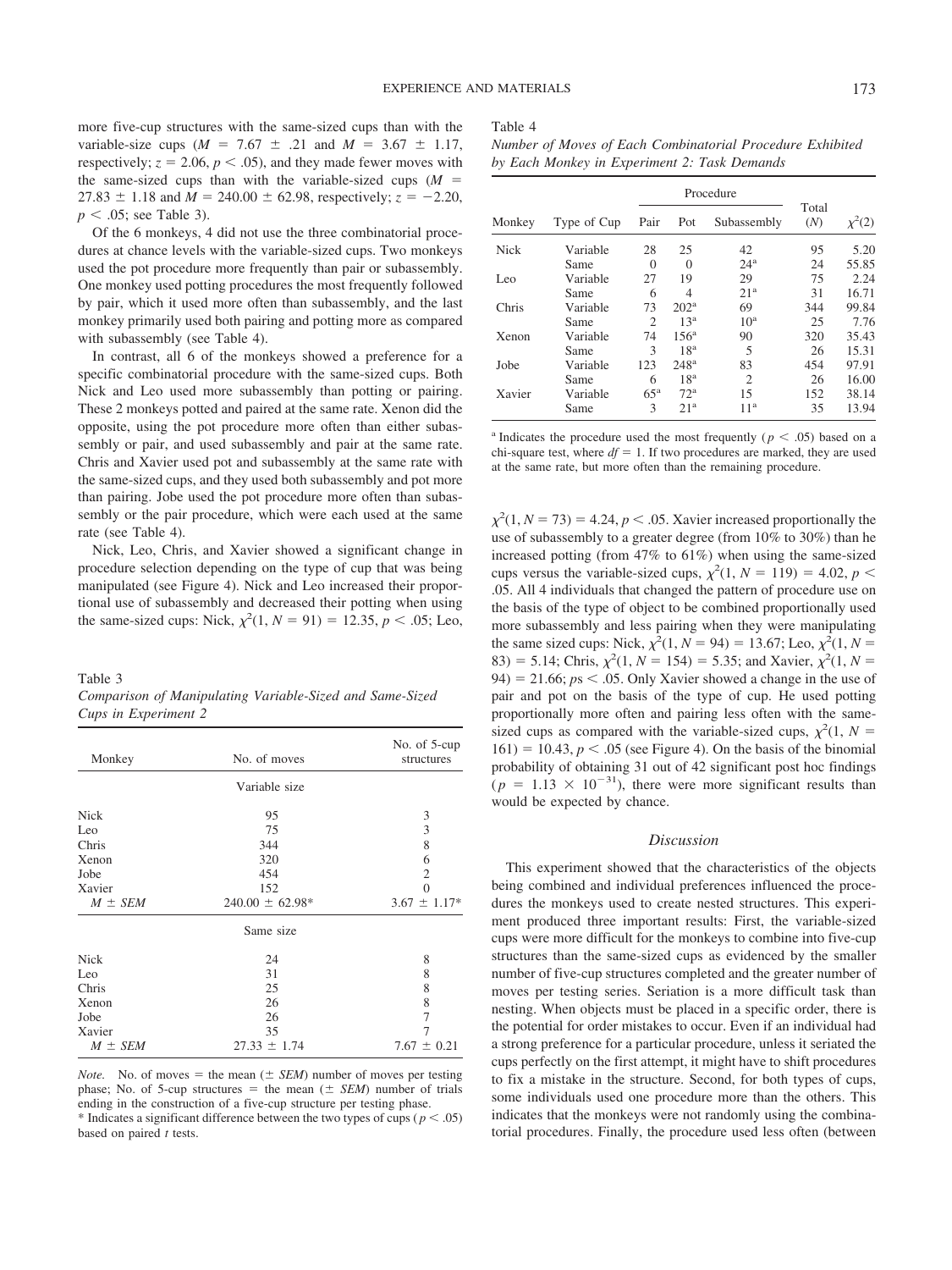more five-cup structures with the same-sized cups than with the variable-size cups ($M = 7.67 \pm .21$ and $M = 3.67 \pm 1.17$, respectively; $z = 2.06$, $p < .05$), and they made fewer moves with the same-sized cups than with the variable-sized cups ($M = 27.83 \pm 1.18$ and $M = 240.00 \pm 62.98$, respectively; $z = -2.20$, $p < .05$; see Table 3).

Of the 6 monkeys, 4 did not use the three combinatorial procedures at chance levels with the variable-sized cups. Two monkeys used the pot procedure more frequently than pair or subassembly. One monkey used potting procedures the most frequently followed by pair, which it used more often than subassembly, and the last monkey primarily used both pairing and potting more as compared with subassembly (see Table 4).

In contrast, all 6 of the monkeys showed a preference for a specific combinatorial procedure with the same-sized cups. Both Nick and Leo used more subassembly than potting or pairing. These 2 monkeys potted and paired at the same rate. Xenon did the opposite, using the pot procedure more often than either subassembly or pair, and used subassembly and pair at the same rate. Chris and Xavier used pot and subassembly at the same rate with the same-sized cups, and they used both subassembly and pot more than pairing. Jobe used the pot procedure more often than subassembly or the pair procedure, which were each used at the same rate (see Table 4).

Nick, Leo, Chris, and Xavier showed a significant change in procedure selection depending on the type of cup that was being manipulated (see Figure 4). Nick and Leo increased their proportional use of subassembly and decreased their potting when using the same-sized cups: Nick, $\chi^2(1, N = 91) = 12.35$, $p < .05$; Leo, $\chi^2(1, N = 73) = 4.24$, $p < .05$. Xavier increased proportionally the use of subassembly to a greater degree (from 10% to 30%) than he increased potting (from 47% to 61%) when using the same-sized cups versus the variable-sized cups, $\chi^2(1, N = 119) = 4.02$, $p < .05$. All 4 individuals that changed the pattern of procedure use on the basis of the type of object to be combined proportionally used more subassembly and less pairing when they were manipulating the same sized cups: Nick, $\chi^2(1, N = 94) = 13.67$; Leo, $\chi^2(1, N = 83) = 5.14$; Chris, $\chi^2(1, N = 154) = 5.35$; and Xavier, $\chi^2(1, N = 94) = 21.66$; $ps < .05$. Only Xavier showed a change in the use of pair and pot on the basis of the type of cup. He used potting proportionally more often and pairing less often with the same-sized cups as compared with the variable-sized cups, $\chi^2(1, N = 161) = 10.43$, $p < .05$ (see Figure 4). On the basis of the binomial probability of obtaining 31 out of 42 significant post hoc findings ($p = 1.13 \times 10^{-31}$), there were more significant results than would be expected by chance.

Table 3
*Comparison of Manipulating Variable-Sized and Same-Sized Cups in Experiment 2*

| Monkey | No. of moves | No. of 5-cup structures |
|---|---|---|
| | Variable size | |
| Nick | 95 | 3 |
| Leo | 75 | 3 |
| Chris | 344 | 8 |
| Xenon | 320 | 6 |
| Jobe | 454 | 2 |
| Xavier | 152 | 0 |
| $M \pm SEM$ | 240.00 ± 62.98* | 3.67 ± 1.17* |
| | Same size | |
| Nick | 24 | 8 |
| Leo | 31 | 8 |
| Chris | 25 | 8 |
| Xenon | 26 | 8 |
| Jobe | 26 | 7 |
| Xavier | 35 | 7 |
| $M \pm SEM$ | 27.33 ± 1.74 | 7.67 ± 0.21 |

*Note.* No. of moves = the mean (± *SEM*) number of moves per testing phase; No. of 5-cup structures = the mean (± *SEM*) number of trials ending in the construction of a five-cup structure per testing phase.
\* Indicates a significant difference between the two types of cups ($p < .05$) based on paired *t* tests.

Table 4
*Number of Moves of Each Combinatorial Procedure Exhibited by Each Monkey in Experiment 2: Task Demands*

| Monkey | Type of Cup | Pair | Pot | Subassembly | Total ($N$) | $\chi^2(2)$ |
|---|---|---|---|---|---|---|
| Nick | Variable | 28 | 25 | 42 | 95 | 5.20 |
| | Same | 0 | 0 | 24[a] | 24 | 55.85 |
| Leo | Variable | 27 | 19 | 29 | 75 | 2.24 |
| | Same | 6 | 4 | 21[a] | 31 | 16.71 |
| Chris | Variable | 73 | 202[a] | 69 | 344 | 99.84 |
| | Same | 2 | 13[a] | 10[a] | 25 | 7.76 |
| Xenon | Variable | 74 | 156[a] | 90 | 320 | 35.43 |
| | Same | 3 | 18[a] | 5 | 26 | 15.31 |
| Jobe | Variable | 123 | 248[a] | 83 | 454 | 97.91 |
| | Same | 6 | 18[a] | 2 | 26 | 16.00 |
| Xavier | Variable | 65[a] | 72[a] | 15 | 152 | 38.14 |
| | Same | 3 | 21[a] | 11[a] | 35 | 13.94 |

[a] Indicates the procedure used the most frequently ($p < .05$) based on a chi-square test, where $df = 1$. If two procedures are marked, they are used at the same rate, but more often than the remaining procedure.

### *Discussion*

This experiment showed that the characteristics of the objects being combined and individual preferences influenced the procedures the monkeys used to create nested structures. This experiment produced three important results: First, the variable-sized cups were more difficult for the monkeys to combine into five-cup structures than the same-sized cups as evidenced by the smaller number of five-cup structures completed and the greater number of moves per testing series. Seriation is a more difficult task than nesting. When objects must be placed in a specific order, there is the potential for order mistakes to occur. Even if an individual had a strong preference for a particular procedure, unless it seriated the cups perfectly on the first attempt, it might have to shift procedures to fix a mistake in the structure. Second, for both types of cups, some individuals used one procedure more than the others. This indicates that the monkeys were not randomly using the combinatorial procedures. Finally, the procedure used less often (between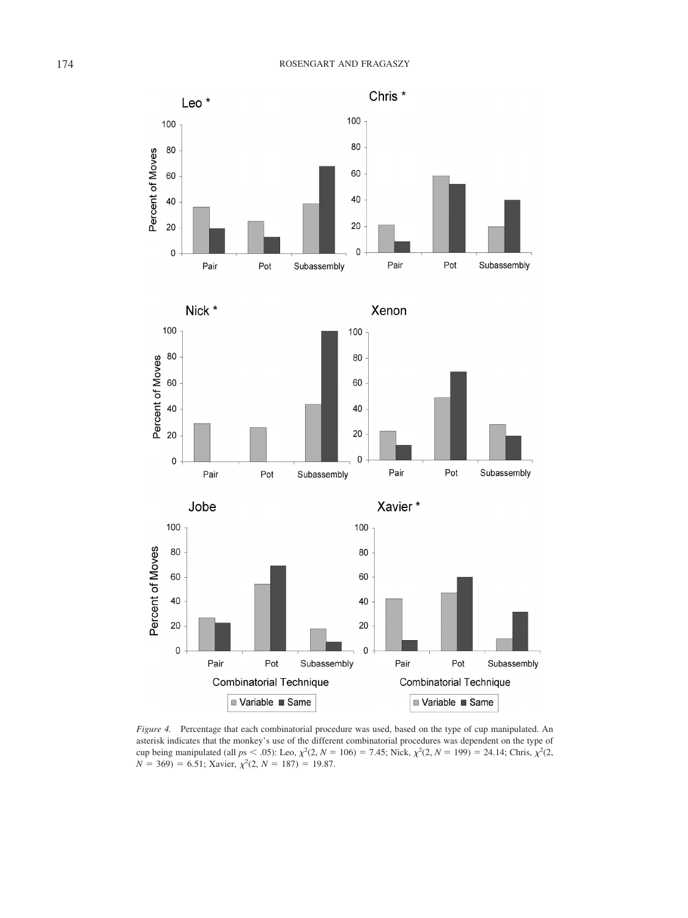*Figure 4.* Percentage that each combinatorial procedure was used, based on the type of cup manipulated. An asterisk indicates that the monkey's use of the different combinatorial procedures was dependent on the type of cup being manipulated (all $ps < .05$): Leo, $\chi^2(2, N = 106) = 7.45$; Nick, $\chi^2(2, N = 199) = 24.14$; Chris, $\chi^2(2, N = 369) = 6.51$; Xavier, $\chi^2(2, N = 187) = 19.87$.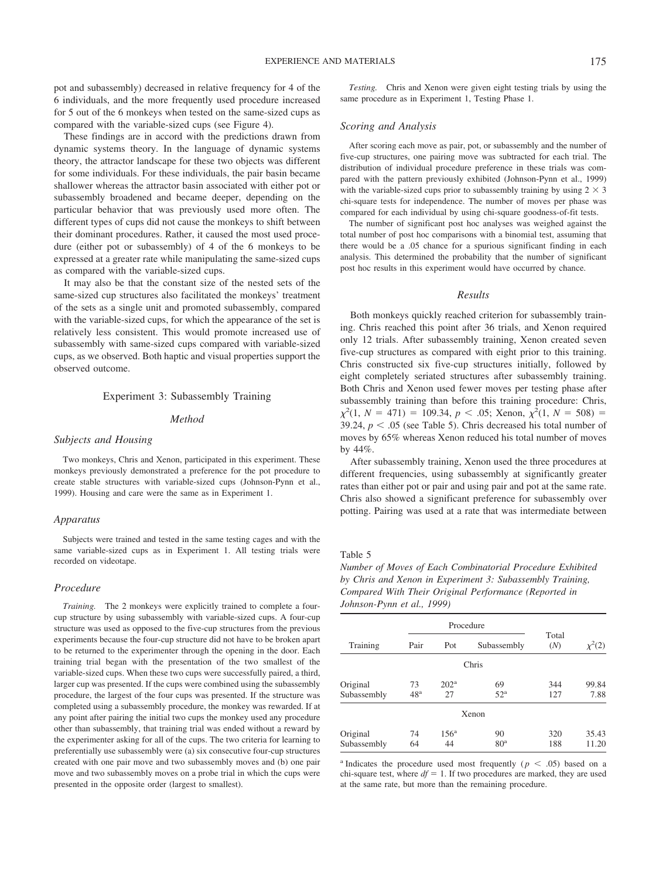pot and subassembly) decreased in relative frequency for 4 of the 6 individuals, and the more frequently used procedure increased for 5 out of the 6 monkeys when tested on the same-sized cups as compared with the variable-sized cups (see Figure 4).

These findings are in accord with the predictions drawn from dynamic systems theory. In the language of dynamic systems theory, the attractor landscape for these two objects was different for some individuals. For these individuals, the pair basin became shallower whereas the attractor basin associated with either pot or subassembly broadened and became deeper, depending on the particular behavior that was previously used more often. The different types of cups did not cause the monkeys to shift between their dominant procedures. Rather, it caused the most used procedure (either pot or subassembly) of 4 of the 6 monkeys to be expressed at a greater rate while manipulating the same-sized cups as compared with the variable-sized cups.

It may also be that the constant size of the nested sets of the same-sized cup structures also facilitated the monkeys' treatment of the sets as a single unit and promoted subassembly, compared with the variable-sized cups, for which the appearance of the set is relatively less consistent. This would promote increased use of subassembly with same-sized cups compared with variable-sized cups, as we observed. Both haptic and visual properties support the observed outcome.

## Experiment 3: Subassembly Training

### Method

#### Subjects and Housing

Two monkeys, Chris and Xenon, participated in this experiment. These monkeys previously demonstrated a preference for the pot procedure to create stable structures with variable-sized cups (Johnson-Pynn et al., 1999). Housing and care were the same as in Experiment 1.

#### Apparatus

Subjects were trained and tested in the same testing cages and with the same variable-sized cups as in Experiment 1. All testing trials were recorded on videotape.

#### Procedure

*Training.* The 2 monkeys were explicitly trained to complete a four-cup structure by using subassembly with variable-sized cups. A four-cup structure was used as opposed to the five-cup structures from the previous experiments because the four-cup structure did not have to be broken apart to be returned to the experimenter through the opening in the door. Each training trial began with the presentation of the two smallest of the variable-sized cups. When these two cups were successfully paired, a third, larger cup was presented. If the cups were combined using the subassembly procedure, the largest of the four cups was presented. If the structure was completed using a subassembly procedure, the monkey was rewarded. If at any point after pairing the initial two cups the monkey used any procedure other than subassembly, that training trial was ended without a reward by the experimenter asking for all of the cups. The two criteria for learning to preferentially use subassembly were (a) six consecutive four-cup structures created with one pair move and two subassembly moves and (b) one pair move and two subassembly moves on a probe trial in which the cups were presented in the opposite order (largest to smallest).

*Testing.* Chris and Xenon were given eight testing trials by using the same procedure as in Experiment 1, Testing Phase 1.

#### Scoring and Analysis

After scoring each move as pair, pot, or subassembly and the number of five-cup structures, one pairing move was subtracted for each trial. The distribution of individual procedure preference in these trials was compared with the pattern previously exhibited (Johnson-Pynn et al., 1999) with the variable-sized cups prior to subassembly training by using $2 \times 3$ chi-square tests for independence. The number of moves per phase was compared for each individual by using chi-square goodness-of-fit tests.

The number of significant post hoc analyses was weighed against the total number of post hoc comparisons with a binomial test, assuming that there would be a .05 chance for a spurious significant finding in each analysis. This determined the probability that the number of significant post hoc results in this experiment would have occurred by chance.

### Results

Both monkeys quickly reached criterion for subassembly training. Chris reached this point after 36 trials, and Xenon required only 12 trials. After subassembly training, Xenon created seven five-cup structures as compared with eight prior to this training. Chris constructed six five-cup structures initially, followed by eight completely seriated structures after subassembly training. Both Chris and Xenon used fewer moves per testing phase after subassembly training than before this training procedure: Chris, $\chi^2(1, N = 471) = 109.34$, $p < .05$; Xenon, $\chi^2(1, N = 508) = 39.24$, $p < .05$ (see Table 5). Chris decreased his total number of moves by 65% whereas Xenon reduced his total number of moves by 44%.

After subassembly training, Xenon used the three procedures at different frequencies, using subassembly at significantly greater rates than either pot or pair and using pair and pot at the same rate. Chris also showed a significant preference for subassembly over potting. Pairing was used at a rate that was intermediate between

Table 5
*Number of Moves of Each Combinatorial Procedure Exhibited by Chris and Xenon in Experiment 3: Subassembly Training, Compared With Their Original Performance (Reported in Johnson-Pynn et al., 1999)*

| Training | Procedure | | | Total (*N*) | $\chi^2(2)$ |
|---|---|---|---|---|---|
| | Pair | Pot | Subassembly | | |
| | | Chris | | | |
| Original | 73 | 202[a] | 69 | 344 | 99.84 |
| Subassembly | 48[a] | 27 | 52[a] | 127 | 7.88 |
| | | Xenon | | | |
| Original | 74 | 156[a] | 90 | 320 | 35.43 |
| Subassembly | 64 | 44 | 80[a] | 188 | 11.20 |

[a] Indicates the procedure used most frequently ($p < .05$) based on a chi-square test, where $df = 1$. If two procedures are marked, they are used at the same rate, but more than the remaining procedure.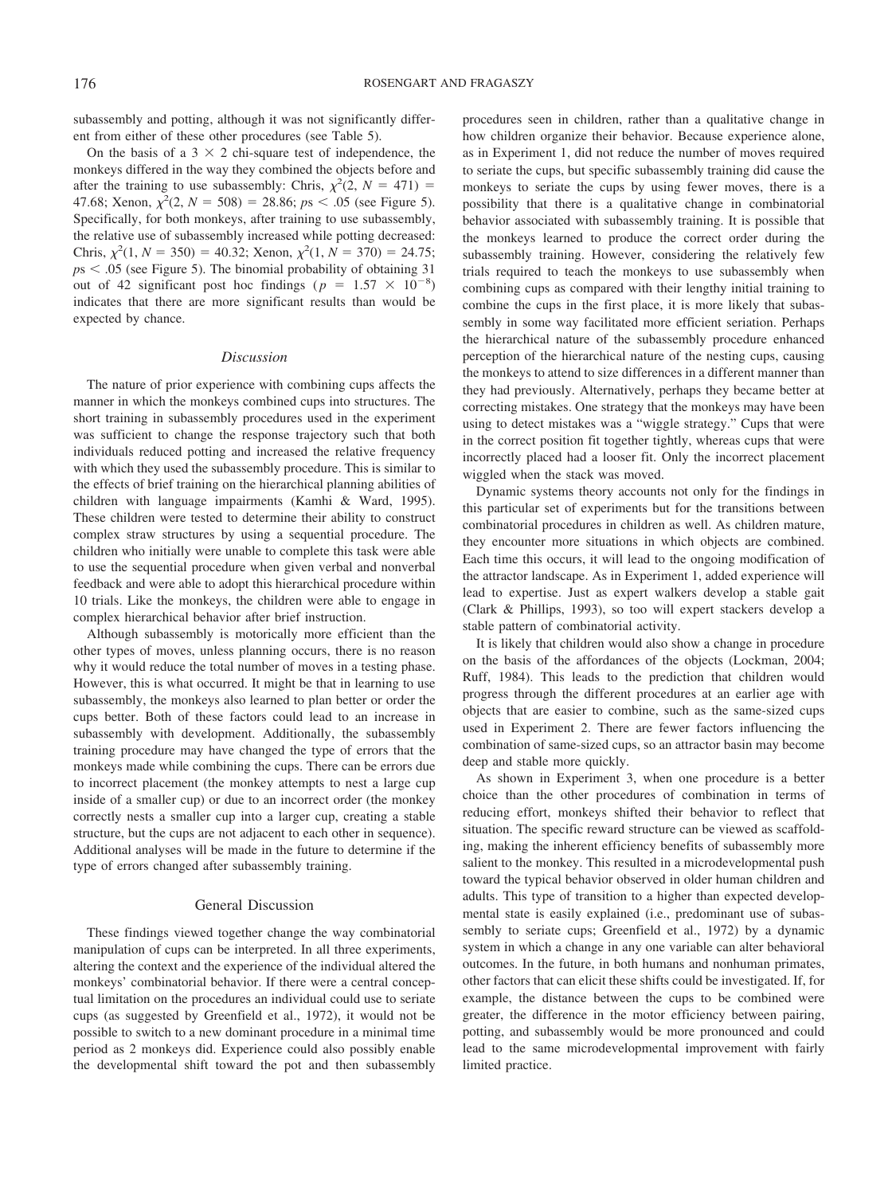subassembly and potting, although it was not significantly different from either of these other procedures (see Table 5).

On the basis of a 3 × 2 chi-square test of independence, the monkeys differed in the way they combined the objects before and after the training to use subassembly: Chris, $\chi^2(2, N = 471) = 47.68$; Xenon, $\chi^2(2, N = 508) = 28.86$; $ps < .05$ (see Figure 5). Specifically, for both monkeys, after training to use subassembly, the relative use of subassembly increased while potting decreased: Chris, $\chi^2(1, N = 350) = 40.32$; Xenon, $\chi^2(1, N = 370) = 24.75$; $ps < .05$ (see Figure 5). The binomial probability of obtaining 31 out of 42 significant post hoc findings ($p = 1.57 \times 10^{-8}$) indicates that there are more significant results than would be expected by chance.

### Discussion

The nature of prior experience with combining cups affects the manner in which the monkeys combined cups into structures. The short training in subassembly procedures used in the experiment was sufficient to change the response trajectory such that both individuals reduced potting and increased the relative frequency with which they used the subassembly procedure. This is similar to the effects of brief training on the hierarchical planning abilities of children with language impairments (Kamhi & Ward, 1995). These children were tested to determine their ability to construct complex straw structures by using a sequential procedure. The children who initially were unable to complete this task were able to use the sequential procedure when given verbal and nonverbal feedback and were able to adopt this hierarchical procedure within 10 trials. Like the monkeys, the children were able to engage in complex hierarchical behavior after brief instruction.

Although subassembly is motorically more efficient than the other types of moves, unless planning occurs, there is no reason why it would reduce the total number of moves in a testing phase. However, this is what occurred. It might be that in learning to use subassembly, the monkeys also learned to plan better or order the cups better. Both of these factors could lead to an increase in subassembly with development. Additionally, the subassembly training procedure may have changed the type of errors that the monkeys made while combining the cups. There can be errors due to incorrect placement (the monkey attempts to nest a large cup inside of a smaller cup) or due to an incorrect order (the monkey correctly nests a smaller cup into a larger cup, creating a stable structure, but the cups are not adjacent to each other in sequence). Additional analyses will be made in the future to determine if the type of errors changed after subassembly training.

## General Discussion

These findings viewed together change the way combinatorial manipulation of cups can be interpreted. In all three experiments, altering the context and the experience of the individual altered the monkeys' combinatorial behavior. If there were a central conceptual limitation on the procedures an individual could use to seriate cups (as suggested by Greenfield et al., 1972), it would not be possible to switch to a new dominant procedure in a minimal time period as 2 monkeys did. Experience could also possibly enable the developmental shift toward the pot and then subassembly procedures seen in children, rather than a qualitative change in how children organize their behavior. Because experience alone, as in Experiment 1, did not reduce the number of moves required to seriate the cups, but specific subassembly training did cause the monkeys to seriate the cups by using fewer moves, there is a possibility that there is a qualitative change in combinatorial behavior associated with subassembly training. It is possible that the monkeys learned to produce the correct order during the subassembly training. However, considering the relatively few trials required to teach the monkeys to use subassembly when combining cups as compared with their lengthy initial training to combine the cups in the first place, it is more likely that subassembly in some way facilitated more efficient seriation. Perhaps the hierarchical nature of the subassembly procedure enhanced perception of the hierarchical nature of the nesting cups, causing the monkeys to attend to size differences in a different manner than they had previously. Alternatively, perhaps they became better at correcting mistakes. One strategy that the monkeys may have been using to detect mistakes was a "wiggle strategy." Cups that were in the correct position fit together tightly, whereas cups that were incorrectly placed had a looser fit. Only the incorrect placement wiggled when the stack was moved.

Dynamic systems theory accounts not only for the findings in this particular set of experiments but for the transitions between combinatorial procedures in children as well. As children mature, they encounter more situations in which objects are combined. Each time this occurs, it will lead to the ongoing modification of the attractor landscape. As in Experiment 1, added experience will lead to expertise. Just as expert walkers develop a stable gait (Clark & Phillips, 1993), so too will expert stackers develop a stable pattern of combinatorial activity.

It is likely that children would also show a change in procedure on the basis of the affordances of the objects (Lockman, 2004; Ruff, 1984). This leads to the prediction that children would progress through the different procedures at an earlier age with objects that are easier to combine, such as the same-sized cups used in Experiment 2. There are fewer factors influencing the combination of same-sized cups, so an attractor basin may become deep and stable more quickly.

As shown in Experiment 3, when one procedure is a better choice than the other procedures of combination in terms of reducing effort, monkeys shifted their behavior to reflect that situation. The specific reward structure can be viewed as scaffolding, making the inherent efficiency benefits of subassembly more salient to the monkey. This resulted in a microdevelopmental push toward the typical behavior observed in older human children and adults. This type of transition to a higher than expected developmental state is easily explained (i.e., predominant use of subassembly to seriate cups; Greenfield et al., 1972) by a dynamic system in which a change in any one variable can alter behavioral outcomes. In the future, in both humans and nonhuman primates, other factors that can elicit these shifts could be investigated. If, for example, the distance between the cups to be combined were greater, the difference in the motor efficiency between pairing, potting, and subassembly would be more pronounced and could lead to the same microdevelopmental improvement with fairly limited practice.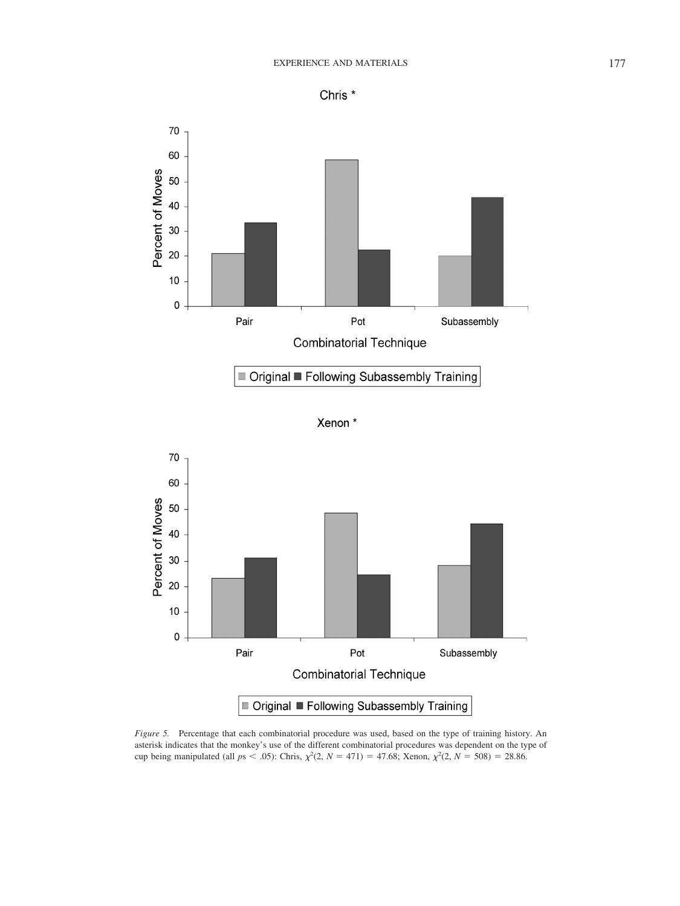*Figure 5.* Percentage that each combinatorial procedure was used, based on the type of training history. An asterisk indicates that the monkey's use of the different combinatorial procedures was dependent on the type of cup being manipulated (all $ps < .05$): Chris, $\chi^2(2, N = 471) = 47.68$; Xenon, $\chi^2(2, N = 508) = 28.86$.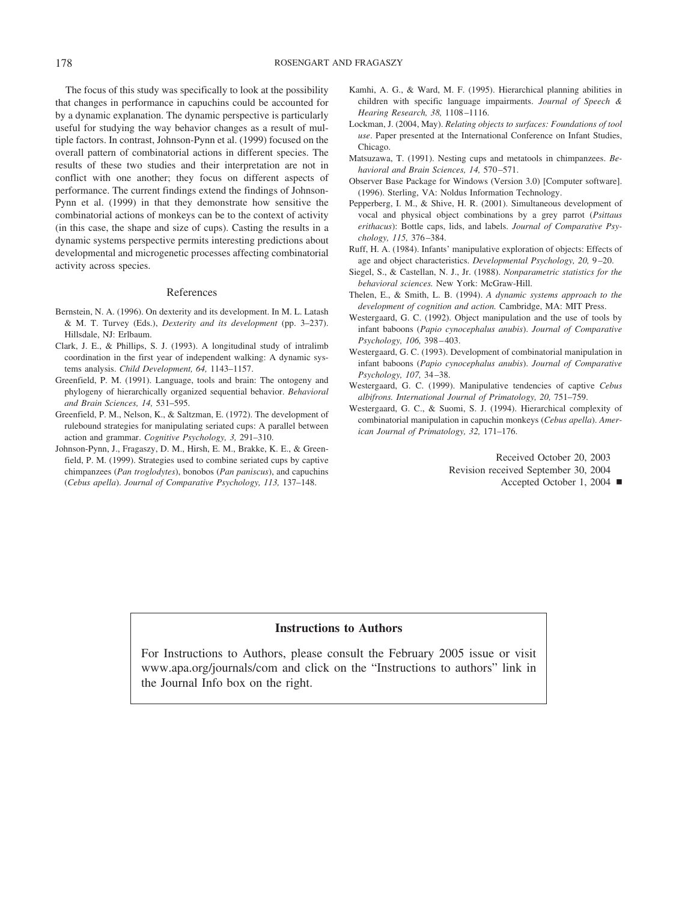The focus of this study was specifically to look at the possibility that changes in performance in capuchins could be accounted for by a dynamic explanation. The dynamic perspective is particularly useful for studying the way behavior changes as a result of multiple factors. In contrast, Johnson-Pynn et al. (1999) focused on the overall pattern of combinatorial actions in different species. The results of these two studies and their interpretation are not in conflict with one another; they focus on different aspects of performance. The current findings extend the findings of Johnson-Pynn et al. (1999) in that they demonstrate how sensitive the combinatorial actions of monkeys can be to the context of activity (in this case, the shape and size of cups). Casting the results in a dynamic systems perspective permits interesting predictions about developmental and microgenetic processes affecting combinatorial activity across species.

## References

Bernstein, N. A. (1996). On dexterity and its development. In M. L. Latash & M. T. Turvey (Eds.), *Dexterity and its development* (pp. 3–237). Hillsdale, NJ: Erlbaum.

Clark, J. E., & Phillips, S. J. (1993). A longitudinal study of intralimb coordination in the first year of independent walking: A dynamic systems analysis. *Child Development, 64,* 1143–1157.

Greenfield, P. M. (1991). Language, tools and brain: The ontogeny and phylogeny of hierarchically organized sequential behavior. *Behavioral and Brain Sciences, 14,* 531–595.

Greenfield, P. M., Nelson, K., & Saltzman, E. (1972). The development of rulebound strategies for manipulating seriated cups: A parallel between action and grammar. *Cognitive Psychology, 3,* 291–310.

Johnson-Pynn, J., Fragaszy, D. M., Hirsh, E. M., Brakke, K. E., & Greenfield, P. M. (1999). Strategies used to combine seriated cups by captive chimpanzees (*Pan troglodytes*), bonobos (*Pan paniscus*), and capuchins (*Cebus apella*). *Journal of Comparative Psychology, 113,* 137–148.

Kamhi, A. G., & Ward, M. F. (1995). Hierarchical planning abilities in children with specific language impairments. *Journal of Speech & Hearing Research, 38,* 1108–1116.

Lockman, J. (2004, May). *Relating objects to surfaces: Foundations of tool use*. Paper presented at the International Conference on Infant Studies, Chicago.

Matsuzawa, T. (1991). Nesting cups and metatools in chimpanzees. *Behavioral and Brain Sciences, 14,* 570–571.

Observer Base Package for Windows (Version 3.0) [Computer software]. (1996). Sterling, VA: Noldus Information Technology.

Pepperberg, I. M., & Shive, H. R. (2001). Simultaneous development of vocal and physical object combinations by a grey parrot (*Psittaus erithacus*): Bottle caps, lids, and labels. *Journal of Comparative Psychology, 115,* 376–384.

Ruff, H. A. (1984). Infants' manipulative exploration of objects: Effects of age and object characteristics. *Developmental Psychology, 20,* 9–20.

Siegel, S., & Castellan, N. J., Jr. (1988). *Nonparametric statistics for the behavioral sciences.* New York: McGraw-Hill.

Thelen, E., & Smith, L. B. (1994). *A dynamic systems approach to the development of cognition and action.* Cambridge, MA: MIT Press.

Westergaard, G. C. (1992). Object manipulation and the use of tools by infant baboons (*Papio cynocephalus anubis*). *Journal of Comparative Psychology, 106,* 398–403.

Westergaard, G. C. (1993). Development of combinatorial manipulation in infant baboons (*Papio cynocephalus anubis*). *Journal of Comparative Psychology, 107,* 34–38.

Westergaard, G. C. (1999). Manipulative tendencies of captive *Cebus albifrons. International Journal of Primatology, 20,* 751–759.

Westergaard, G. C., & Suomi, S. J. (1994). Hierarchical complexity of combinatorial manipulation in capuchin monkeys (*Cebus apella*). *American Journal of Primatology, 32,* 171–176.

Received October 20, 2003
Revision received September 30, 2004
Accepted October 1, 2004 ■

## Instructions to Authors

For Instructions to Authors, please consult the February 2005 issue or visit www.apa.org/journals/com and click on the "Instructions to authors" link in the Journal Info box on the right.